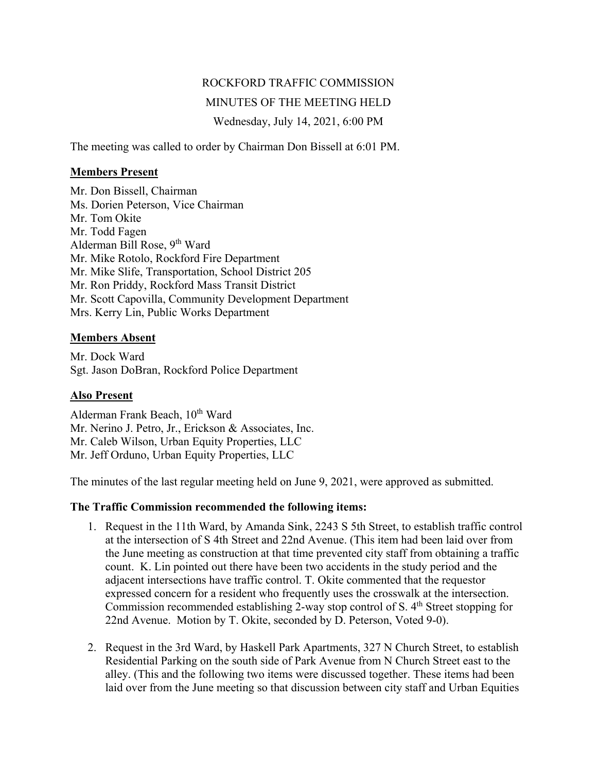# ROCKFORD TRAFFIC COMMISSION

## MINUTES OF THE MEETING HELD

### Wednesday, July 14, 2021, 6:00 PM

The meeting was called to order by Chairman Don Bissell at 6:01 PM.

**Members Present**

Mr. Don Bissell, Chairman
Ms. Dorien Peterson, Vice Chairman
Mr. Tom Okite
Mr. Todd Fagen
Alderman Bill Rose, 9th Ward
Mr. Mike Rotolo, Rockford Fire Department
Mr. Mike Slife, Transportation, School District 205
Mr. Ron Priddy, Rockford Mass Transit District
Mr. Scott Capovilla, Community Development Department
Mrs. Kerry Lin, Public Works Department

**Members Absent**

Mr. Dock Ward
Sgt. Jason DoBran, Rockford Police Department

**Also Present**

Alderman Frank Beach, 10th Ward
Mr. Nerino J. Petro, Jr., Erickson & Associates, Inc.
Mr. Caleb Wilson, Urban Equity Properties, LLC
Mr. Jeff Orduno, Urban Equity Properties, LLC

The minutes of the last regular meeting held on June 9, 2021, were approved as submitted.

**The Traffic Commission recommended the following items:**

1. Request in the 11th Ward, by Amanda Sink, 2243 S 5th Street, to establish traffic control at the intersection of S 4th Street and 22nd Avenue. (This item had been laid over from the June meeting as construction at that time prevented city staff from obtaining a traffic count. K. Lin pointed out there have been two accidents in the study period and the adjacent intersections have traffic control. T. Okite commented that the requestor expressed concern for a resident who frequently uses the crosswalk at the intersection. Commission recommended establishing 2-way stop control of S. 4th Street stopping for 22nd Avenue. Motion by T. Okite, seconded by D. Peterson, Voted 9-0).

2. Request in the 3rd Ward, by Haskell Park Apartments, 327 N Church Street, to establish Residential Parking on the south side of Park Avenue from N Church Street east to the alley. (This and the following two items were discussed together. These items had been laid over from the June meeting so that discussion between city staff and Urban Equities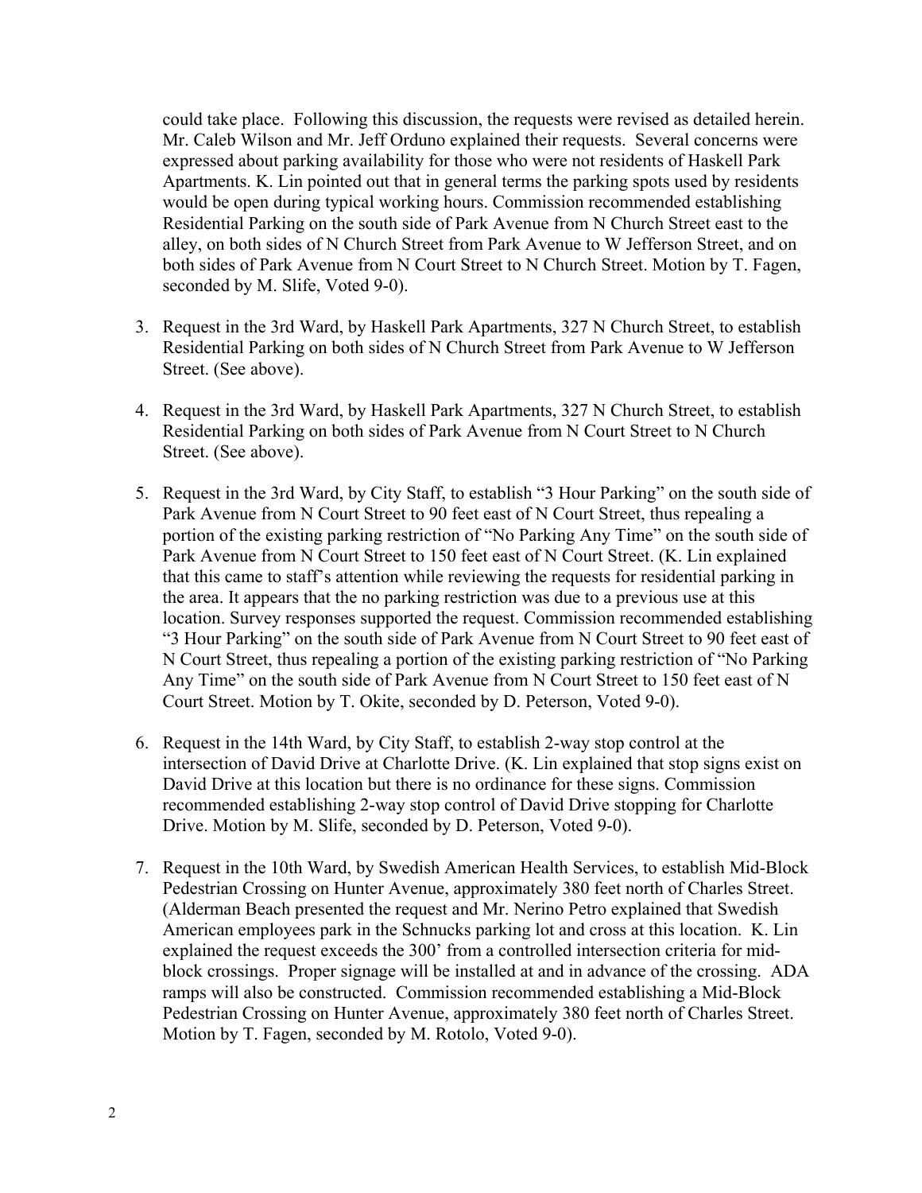could take place. Following this discussion, the requests were revised as detailed herein. Mr. Caleb Wilson and Mr. Jeff Orduno explained their requests. Several concerns were expressed about parking availability for those who were not residents of Haskell Park Apartments. K. Lin pointed out that in general terms the parking spots used by residents would be open during typical working hours. Commission recommended establishing Residential Parking on the south side of Park Avenue from N Church Street east to the alley, on both sides of N Church Street from Park Avenue to W Jefferson Street, and on both sides of Park Avenue from N Court Street to N Church Street. Motion by T. Fagen, seconded by M. Slife, Voted 9-0).

3. Request in the 3rd Ward, by Haskell Park Apartments, 327 N Church Street, to establish Residential Parking on both sides of N Church Street from Park Avenue to W Jefferson Street. (See above).

4. Request in the 3rd Ward, by Haskell Park Apartments, 327 N Church Street, to establish Residential Parking on both sides of Park Avenue from N Court Street to N Church Street. (See above).

5. Request in the 3rd Ward, by City Staff, to establish "3 Hour Parking" on the south side of Park Avenue from N Court Street to 90 feet east of N Court Street, thus repealing a portion of the existing parking restriction of "No Parking Any Time" on the south side of Park Avenue from N Court Street to 150 feet east of N Court Street. (K. Lin explained that this came to staff's attention while reviewing the requests for residential parking in the area. It appears that the no parking restriction was due to a previous use at this location. Survey responses supported the request. Commission recommended establishing "3 Hour Parking" on the south side of Park Avenue from N Court Street to 90 feet east of N Court Street, thus repealing a portion of the existing parking restriction of "No Parking Any Time" on the south side of Park Avenue from N Court Street to 150 feet east of N Court Street. Motion by T. Okite, seconded by D. Peterson, Voted 9-0).

6. Request in the 14th Ward, by City Staff, to establish 2-way stop control at the intersection of David Drive at Charlotte Drive. (K. Lin explained that stop signs exist on David Drive at this location but there is no ordinance for these signs. Commission recommended establishing 2-way stop control of David Drive stopping for Charlotte Drive. Motion by M. Slife, seconded by D. Peterson, Voted 9-0).

7. Request in the 10th Ward, by Swedish American Health Services, to establish Mid-Block Pedestrian Crossing on Hunter Avenue, approximately 380 feet north of Charles Street. (Alderman Beach presented the request and Mr. Nerino Petro explained that Swedish American employees park in the Schnucks parking lot and cross at this location. K. Lin explained the request exceeds the 300' from a controlled intersection criteria for mid-block crossings. Proper signage will be installed at and in advance of the crossing. ADA ramps will also be constructed. Commission recommended establishing a Mid-Block Pedestrian Crossing on Hunter Avenue, approximately 380 feet north of Charles Street. Motion by T. Fagen, seconded by M. Rotolo, Voted 9-0).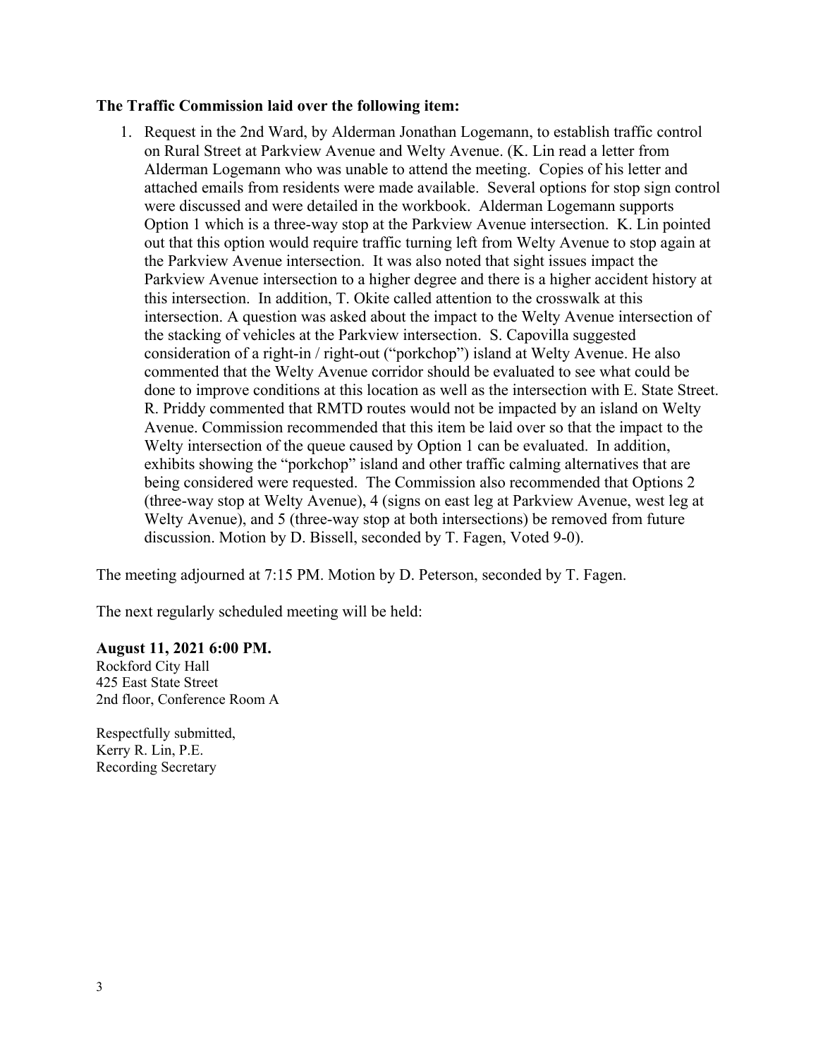**The Traffic Commission laid over the following item:**

1. Request in the 2nd Ward, by Alderman Jonathan Logemann, to establish traffic control on Rural Street at Parkview Avenue and Welty Avenue. (K. Lin read a letter from Alderman Logemann who was unable to attend the meeting. Copies of his letter and attached emails from residents were made available. Several options for stop sign control were discussed and were detailed in the workbook. Alderman Logemann supports Option 1 which is a three-way stop at the Parkview Avenue intersection. K. Lin pointed out that this option would require traffic turning left from Welty Avenue to stop again at the Parkview Avenue intersection. It was also noted that sight issues impact the Parkview Avenue intersection to a higher degree and there is a higher accident history at this intersection. In addition, T. Okite called attention to the crosswalk at this intersection. A question was asked about the impact to the Welty Avenue intersection of the stacking of vehicles at the Parkview intersection. S. Capovilla suggested consideration of a right-in / right-out ("porkchop") island at Welty Avenue. He also commented that the Welty Avenue corridor should be evaluated to see what could be done to improve conditions at this location as well as the intersection with E. State Street. R. Priddy commented that RMTD routes would not be impacted by an island on Welty Avenue. Commission recommended that this item be laid over so that the impact to the Welty intersection of the queue caused by Option 1 can be evaluated. In addition, exhibits showing the "porkchop" island and other traffic calming alternatives that are being considered were requested. The Commission also recommended that Options 2 (three-way stop at Welty Avenue), 4 (signs on east leg at Parkview Avenue, west leg at Welty Avenue), and 5 (three-way stop at both intersections) be removed from future discussion. Motion by D. Bissell, seconded by T. Fagen, Voted 9-0).

The meeting adjourned at 7:15 PM. Motion by D. Peterson, seconded by T. Fagen.

The next regularly scheduled meeting will be held:

**August 11, 2021 6:00 PM.**
Rockford City Hall
425 East State Street
2nd floor, Conference Room A

Respectfully submitted,
Kerry R. Lin, P.E.
Recording Secretary